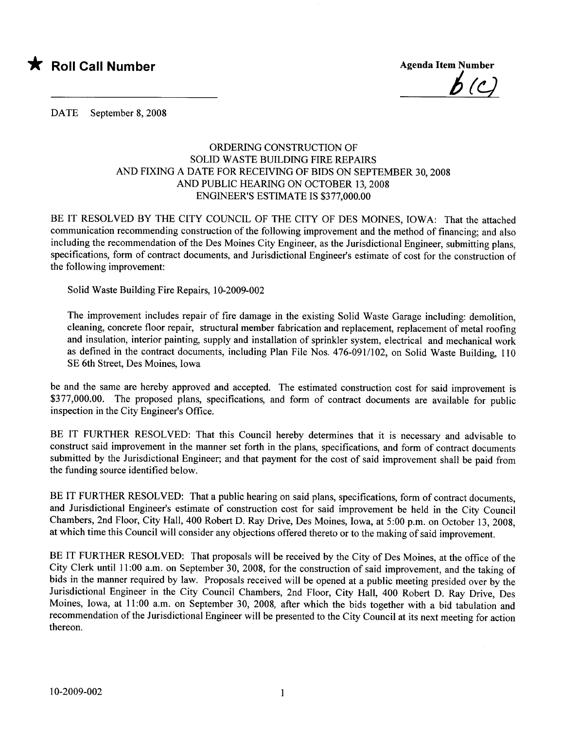★ **Roll Call Number**

**Agenda Item Number**

6(C)

DATE September 8, 2008

ORDERING CONSTRUCTION OF
SOLID WASTE BUILDING FIRE REPAIRS
AND FIXING A DATE FOR RECEIVING OF BIDS ON SEPTEMBER 30, 2008
AND PUBLIC HEARING ON OCTOBER 13, 2008
ENGINEER'S ESTIMATE IS $377,000.00

BE IT RESOLVED BY THE CITY COUNCIL OF THE CITY OF DES MOINES, IOWA: That the attached communication recommending construction of the following improvement and the method of financing; and also including the recommendation of the Des Moines City Engineer, as the Jurisdictional Engineer, submitting plans, specifications, form of contract documents, and Jurisdictional Engineer's estimate of cost for the construction of the following improvement:

Solid Waste Building Fire Repairs, 10-2009-002

The improvement includes repair of fire damage in the existing Solid Waste Garage including: demolition, cleaning, concrete floor repair, structural member fabrication and replacement, replacement of metal roofing and insulation, interior painting, supply and installation of sprinkler system, electrical and mechanical work as defined in the contract documents, including Plan File Nos. 476-091/102, on Solid Waste Building, 110 SE 6th Street, Des Moines, Iowa

be and the same are hereby approved and accepted. The estimated construction cost for said improvement is $377,000.00. The proposed plans, specifications, and form of contract documents are available for public inspection in the City Engineer's Office.

BE IT FURTHER RESOLVED: That this Council hereby determines that it is necessary and advisable to construct said improvement in the manner set forth in the plans, specifications, and form of contract documents submitted by the Jurisdictional Engineer; and that payment for the cost of said improvement shall be paid from the funding source identified below.

BE IT FURTHER RESOLVED: That a public hearing on said plans, specifications, form of contract documents, and Jurisdictional Engineer's estimate of construction cost for said improvement be held in the City Council Chambers, 2nd Floor, City Hall, 400 Robert D. Ray Drive, Des Moines, Iowa, at 5:00 p.m. on October 13, 2008, at which time this Council will consider any objections offered thereto or to the making of said improvement.

BE IT FURTHER RESOLVED: That proposals will be received by the City of Des Moines, at the office of the City Clerk until 11:00 a.m. on September 30, 2008, for the construction of said improvement, and the taking of bids in the manner required by law. Proposals received will be opened at a public meeting presided over by the Jurisdictional Engineer in the City Council Chambers, 2nd Floor, City Hall, 400 Robert D. Ray Drive, Des Moines, Iowa, at 11:00 a.m. on September 30, 2008, after which the bids together with a bid tabulation and recommendation of the Jurisdictional Engineer will be presented to the City Council at its next meeting for action thereon.

10-2009-002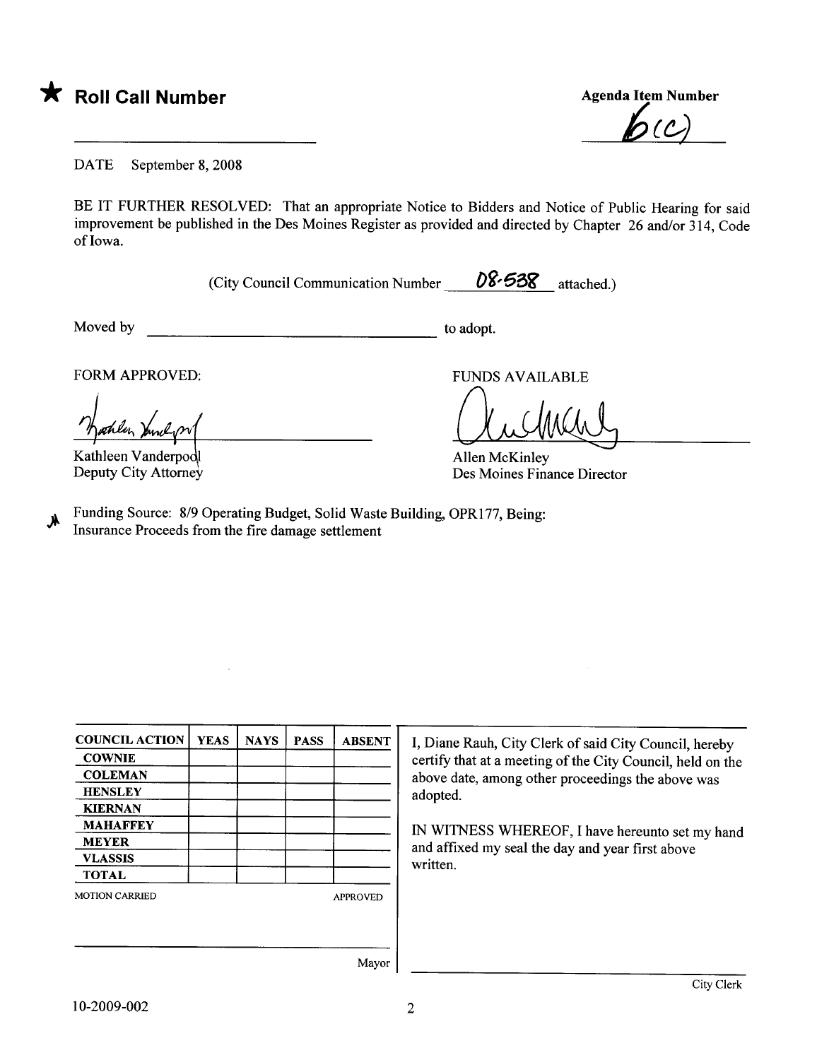★ **Roll Call Number**

**Agenda Item Number**

6(C)

DATE September 8, 2008

BE IT FURTHER RESOLVED: That an appropriate Notice to Bidders and Notice of Public Hearing for said improvement be published in the Des Moines Register as provided and directed by Chapter 26 and/or 314, Code of Iowa.

(City Council Communication Number 08-538 attached.)

Moved by ______________________ to adopt.

FORM APPROVED:

Kathleen Vanderpool
Deputy City Attorney

FUNDS AVAILABLE

Allen McKinley
Des Moines Finance Director

Funding Source: 8/9 Operating Budget, Solid Waste Building, OPR177, Being:
Insurance Proceeds from the fire damage settlement

| COUNCIL ACTION | YEAS | NAYS | PASS | ABSENT |
|---|---|---|---|---|
| COWNIE | | | | |
| COLEMAN | | | | |
| HENSLEY | | | | |
| KIERNAN | | | | |
| MAHAFFEY | | | | |
| MEYER | | | | |
| VLASSIS | | | | |
| TOTAL | | | | |

MOTION CARRIED APPROVED

Mayor

I, Diane Rauh, City Clerk of said City Council, hereby certify that at a meeting of the City Council, held on the above date, among other proceedings the above was adopted.

IN WITNESS WHEREOF, I have hereunto set my hand and affixed my seal the day and year first above written.

City Clerk

10-2009-002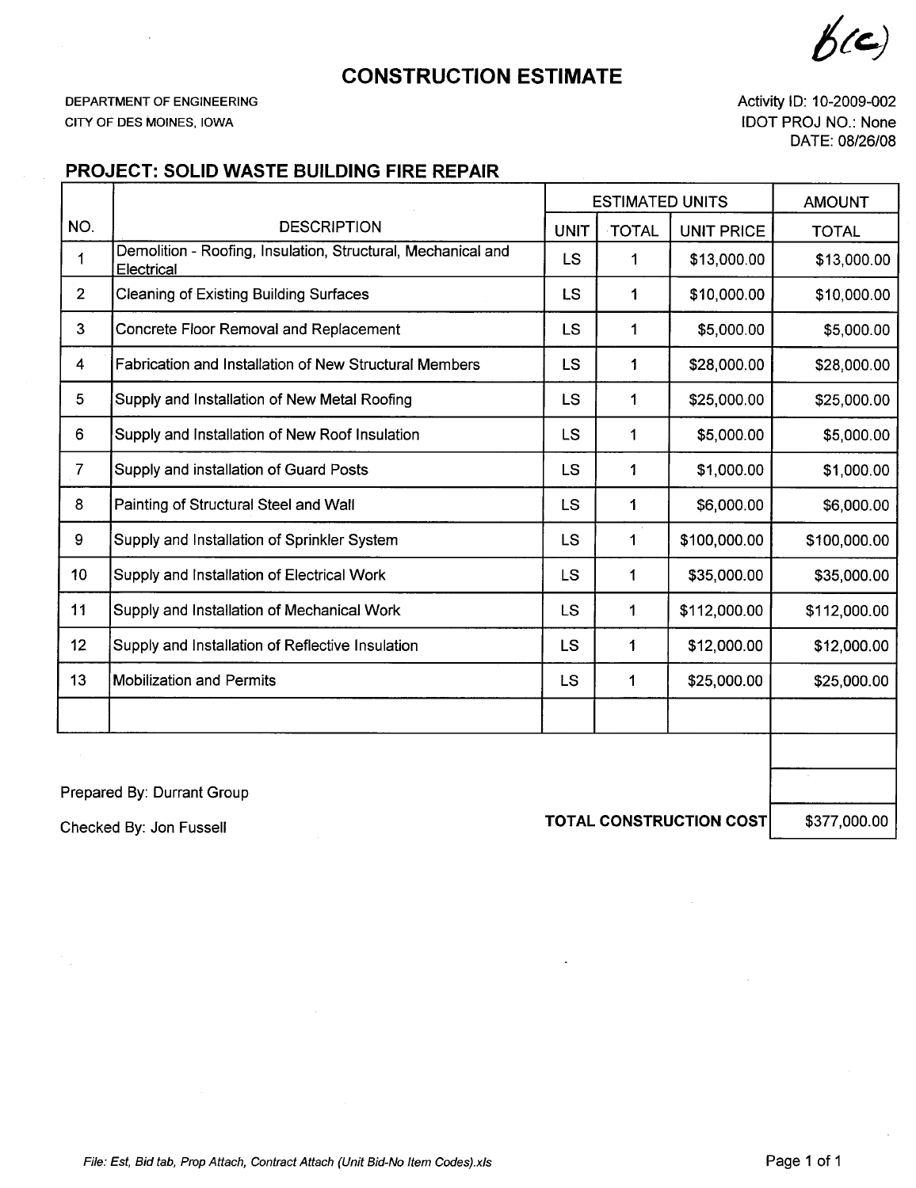6(c)

# CONSTRUCTION ESTIMATE

DEPARTMENT OF ENGINEERING
CITY OF DES MOINES, IOWA

Activity ID: 10-2009-002
IDOT PROJ NO.: None
DATE: 08/26/08

## PROJECT: SOLID WASTE BUILDING FIRE REPAIR

| NO. | DESCRIPTION | ESTIMATED UNITS | | | AMOUNT |
|---|---|---|---|---|---|
| | | UNIT | TOTAL | UNIT PRICE | TOTAL |
| 1 | Demolition - Roofing, Insulation, Structural, Mechanical and Electrical | LS | 1 | $13,000.00 | $13,000.00 |
| 2 | Cleaning of Existing Building Surfaces | LS | 1 | $10,000.00 | $10,000.00 |
| 3 | Concrete Floor Removal and Replacement | LS | 1 | $5,000.00 | $5,000.00 |
| 4 | Fabrication and Installation of New Structural Members | LS | 1 | $28,000.00 | $28,000.00 |
| 5 | Supply and Installation of New Metal Roofing | LS | 1 | $25,000.00 | $25,000.00 |
| 6 | Supply and Installation of New Roof Insulation | LS | 1 | $5,000.00 | $5,000.00 |
| 7 | Supply and installation of Guard Posts | LS | 1 | $1,000.00 | $1,000.00 |
| 8 | Painting of Structural Steel and Wall | LS | 1 | $6,000.00 | $6,000.00 |
| 9 | Supply and Installation of Sprinkler System | LS | 1 | $100,000.00 | $100,000.00 |
| 10 | Supply and Installation of Electrical Work | LS | 1 | $35,000.00 | $35,000.00 |
| 11 | Supply and Installation of Mechanical Work | LS | 1 | $112,000.00 | $112,000.00 |
| 12 | Supply and Installation of Reflective Insulation | LS | 1 | $12,000.00 | $12,000.00 |
| 13 | Mobilization and Permits | LS | 1 | $25,000.00 | $25,000.00 |
| | | | | | |
| | | | | **TOTAL CONSTRUCTION COST** | $377,000.00 |

Prepared By: Durrant Group

Checked By: Jon Fussell

*File: Est, Bid tab, Prop Attach, Contract Attach (Unit Bid-No Item Codes).xls*